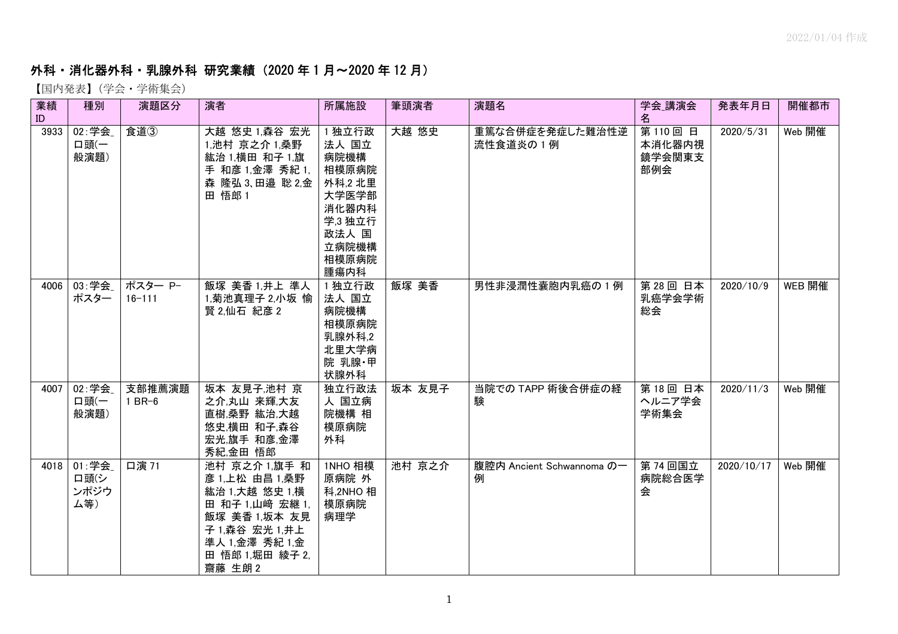2022/01/04 作成

# 外科・消化器外科・乳腺外科 研究業績（2020 年 1 月～2020 年 12 月）

【国内発表】(学会・学術集会)

| 業績ID | 種別 | 演題区分 | 演者 | 所属施設 | 筆頭演者 | 演題名 | 学会_講演会名 | 発表年月日 | 開催都市 |
|---|---|---|---|---|---|---|---|---|---|
| 3933 | 02:学会_口頭(一般演題) | 食道③ | 大越 悠史 1,森谷 宏光 1,池村 京之介 1,桑野 紘治 1,横田 和子 1,旗手 和彦 1,金澤 秀紀 1,森 隆弘 3､田邉 聡 2,金田 悟郎 1 | 1 独立行政法人 国立病院機構 相模原病院 外科,2 北里大学医学部 消化器内科学,3 独立行政法人 国立病院機構 相模原病院 腫瘍内科 | 大越 悠史 | 重篤な合併症を発症した難治性逆流性食道炎の 1 例 | 第 110 回 日本消化器内視鏡学会関東支部例会 | 2020/5/31 | Web 開催 |
| 4006 | 03:学会_ポスター | ポスター P-16-111 | 飯塚 美香 1,井上 準人 1,菊池真理子 2,小坂 愉賢 2,仙石 紀彦 2 | 1 独立行政法人 国立病院機構 相模原病院 乳腺外科,2 北里大学病院 乳腺・甲状腺外科 | 飯塚 美香 | 男性非浸潤性嚢胞内乳癌の 1 例 | 第 28 回 日本乳癌学会学術総会 | 2020/10/9 | WEB 開催 |
| 4007 | 02:学会_口頭(一般演題) | 支部推薦演題 1 BR-6 | 坂本 友見子,池村 京之介,丸山 来輝,大友 直樹,桑野 紘治,大越 悠史,横田 和子,森谷 宏光,旗手 和彦,金澤 秀紀,金田 悟郎 | 独立行政法人 国立病院機構 相模原病院 外科 | 坂本 友見子 | 当院での TAPP 術後合併症の経験 | 第 18 回 日本ヘルニア学会学術集会 | 2020/11/3 | Web 開催 |
| 4018 | 01:学会_口頭(シンポジウム等) | 口演 71 | 池村 京之介 1,旗手 和彦 1,上松 由昌 1,桑野 紘治 1,大越 悠史 1,横田 和子 1,山﨑 宏継 1,飯塚 美香 1,坂本 友見子 1,森谷 宏光 1,井上 準人 1,金澤 秀紀 1,金田 悟郎 1,堀田 綾子 2,齋藤 生朗 2 | 1NHO 相模原病院 外科,2NHO 相模原病院 病理学 | 池村 京之介 | 腹腔内 Ancient Schwannoma の一例 | 第 74 回国立病院総合医学会 | 2020/10/17 | Web 開催 |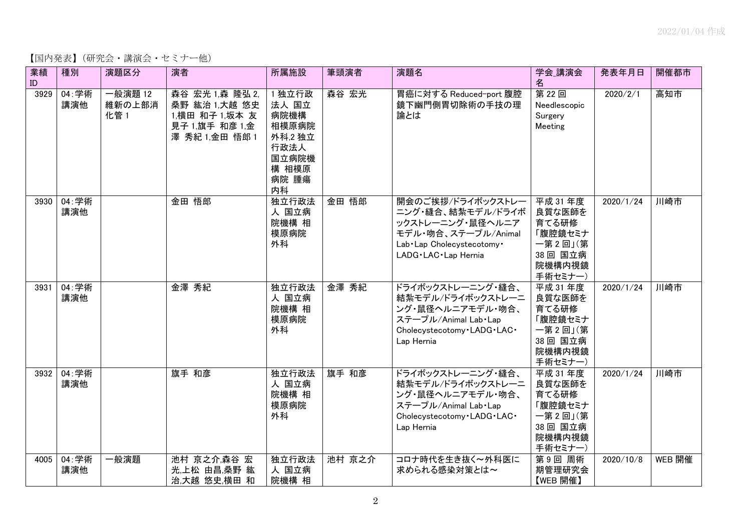【国内発表】(研究会・講演会・セミナー他)

| 業績ID | 種別 | 演題区分 | 演者 | 所属施設 | 筆頭演者 | 演題名 | 学会_講演会名 | 発表年月日 | 開催都市 |
|---|---|---|---|---|---|---|---|---|---|
| 3929 | 04:学術講演他 | 一般演題12 維新の上部消化管1 | 森谷 宏光1,森 隆弘2,桑野 紘治1,大越 悠史1,横田 和子1,坂本 友見子1,旗手 和彦1,金澤 秀紀1,金田 悟郎1 | 1独立行政法人 国立病院機構 相模原病院 外科,2独立行政法人 国立病院機構 相模原病院 腫瘍内科 | 森谷 宏光 | 胃癌に対するReduced-port腹腔鏡下幽門側胃切除術の手技の理論とは | 第22回 Needlescopic Surgery Meeting | 2020/2/1 | 高知市 |
| 3930 | 04:学術講演他 | | 金田 悟郎 | 独立行政法人 国立病院機構 相模原病院 外科 | 金田 悟郎 | 開会のご挨拶/ドライボックストレーニング・縫合、結紮モデル/ドライボックストレーニング・鼠径ヘルニアモデル・吻合、ステープル/Animal Lab・Lap Cholecystecotomy・LADG・LAC・Lap Hernia | 平成31年度 良質な医師を育てる研修「腹腔鏡セミナー第2回」(第38回 国立病院機構内視鏡手術セミナー) | 2020/1/24 | 川崎市 |
| 3931 | 04:学術講演他 | | 金澤 秀紀 | 独立行政法人 国立病院機構 相模原病院 外科 | 金澤 秀紀 | ドライボックストレーニング・縫合、結紮モデル/ドライボックストレーニング・鼠径ヘルニアモデル・吻合、ステープル/Animal Lab・Lap Cholecystecotomy・LADG・LAC・Lap Hernia | 平成31年度 良質な医師を育てる研修「腹腔鏡セミナー第2回」(第38回 国立病院機構内視鏡手術セミナー) | 2020/1/24 | 川崎市 |
| 3932 | 04:学術講演他 | | 旗手 和彦 | 独立行政法人 国立病院機構 相模原病院 外科 | 旗手 和彦 | ドライボックストレーニング・縫合、結紮モデル/ドライボックストレーニング・鼠径ヘルニアモデル・吻合、ステープル/Animal Lab・Lap Cholecystecotomy・LADG・LAC・Lap Hernia | 平成31年度 良質な医師を育てる研修「腹腔鏡セミナー第2回」(第38回 国立病院機構内視鏡手術セミナー) | 2020/1/24 | 川崎市 |
| 4005 | 04:学術講演他 | 一般演題 | 池村 京之介,森谷 宏光,上松 由昌,桑野 紘治,大越 悠史,横田 和 | 独立行政法人 国立病院機構 相 | 池村 京之介 | コロナ時代を生き抜く〜外科医に求められる感染対策とは〜 | 第9回 周術期管理研究会【WEB開催】 | 2020/10/8 | WEB開催 |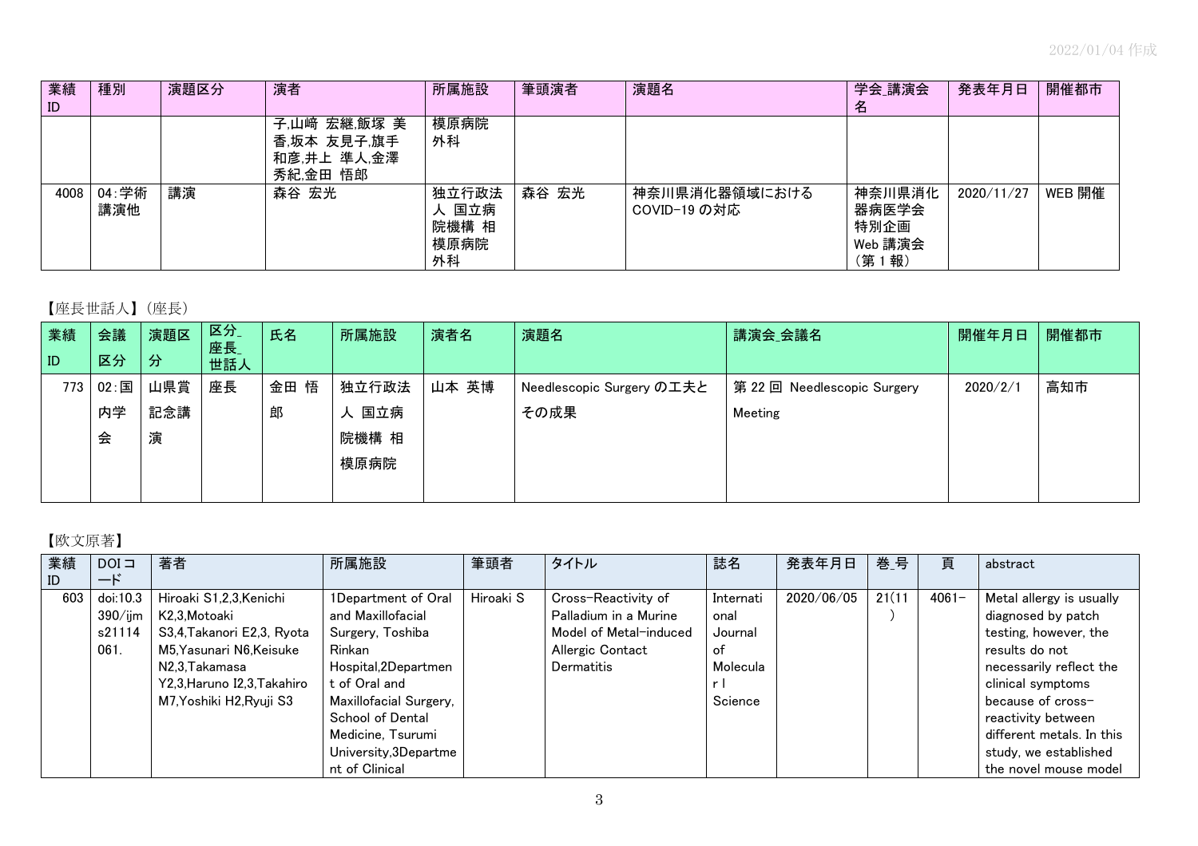| 業績ID | 種別 | 演題区分 | 演者 | 所属施設 | 筆頭演者 | 演題名 | 学会_講演会名 | 発表年月日 | 開催都市 |
|---|---|---|---|---|---|---|---|---|---|
| | | | 子,山崎 宏継,飯塚 美香,坂本 友見子,旗手 和彦,井上 準人,金澤 秀紀,金田 悟郎 | 模原病院 外科 | | | | | |
| 4008 | 04:学術講演他 | 講演 | 森谷 宏光 | 独立行政法人 国立病院機構 相模原病院 外科 | 森谷 宏光 | 神奈川県消化器領域における COVID-19 の対応 | 神奈川県消化器病医学会 特別企画 Web 講演会（第 1 報） | 2020/11/27 | WEB 開催 |

【座長世話人】（座長）

| 業績ID | 会議区分 | 演題区分 | 区分_座長_世話人 | 氏名 | 所属施設 | 演者名 | 演題名 | 講演会_会議名 | 開催年月日 | 開催都市 |
|---|---|---|---|---|---|---|---|---|---|---|
| 773 | 02:国内学会 | 山県賞記念講演 | 座長 | 金田 悟郎 | 独立行政法人 国立病院機構 相模原病院 | 山本 英博 | Needlescopic Surgery の工夫とその成果 | 第 22 回 Needlescopic Surgery Meeting | 2020/2/1 | 高知市 |

【欧文原著】

| 業績ID | DOIコード | 著者 | 所属施設 | 筆頭者 | タイトル | 誌名 | 発表年月日 | 巻_号 | 頁 | abstract |
|---|---|---|---|---|---|---|---|---|---|---|
| 603 | doi:10.3390/ijms21114061. | Hiroaki S1,2,3,Kenichi K2,3,Motoaki S3,4,Takanori E2,3, Ryota M5,Yasunari N6,Keisuke N2,3,Takamasa Y2,3,Haruno I2,3,Takahiro M7,Yoshiki H2,Ryuji S3 | 1Department of Oral and Maxillofacial Surgery, Toshiba Rinkan Hospital,2Department of Oral and Maxillofacial Surgery, School of Dental Medicine, Tsurumi University,3Department of Clinical | Hiroaki S | Cross-Reactivity of Palladium in a Murine Model of Metal-induced Allergic Contact Dermatitis | International Journal of Molecular Science | 2020/06/05 | 21(11) | 4061- | Metal allergy is usually diagnosed by patch testing, however, the results do not necessarily reflect the clinical symptoms because of cross-reactivity between different metals. In this study, we established the novel mouse model |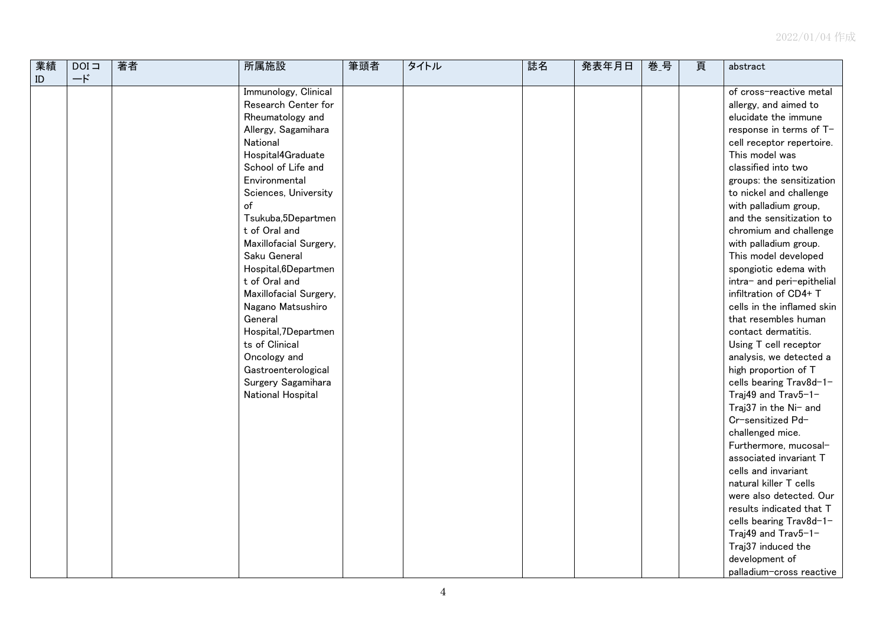| 業績ID | DOIコード | 著者 | 所属施設 | 筆頭者 | タイトル | 誌名 | 発表年月日 | 巻_号 | 頁 | abstract |
|---|---|---|---|---|---|---|---|---|---|---|
| | | | Immunology, Clinical Research Center for Rheumatology and Allergy, Sagamihara National Hospital4Graduate School of Life and Environmental Sciences, University of Tsukuba,5Department of Oral and Maxillofacial Surgery, Saku General Hospital,6Department of Oral and Maxillofacial Surgery, Nagano Matsushiro General Hospital,7Departments of Clinical Oncology and Gastroenterological Surgery Sagamihara National Hospital | | | | | | | of cross-reactive metal allergy, and aimed to elucidate the immune response in terms of T-cell receptor repertoire. This model was classified into two groups: the sensitization to nickel and challenge with palladium group, and the sensitization to chromium and challenge with palladium group. This model developed spongiotic edema with intra- and peri-epithelial infiltration of CD4+ T cells in the inflamed skin that resembles human contact dermatitis. Using T cell receptor analysis, we detected a high proportion of T cells bearing Trav8d-1-Traj49 and Trav5-1-Traj37 in the Ni- and Cr-sensitized Pd-challenged mice. Furthermore, mucosal-associated invariant T cells and invariant natural killer T cells were also detected. Our results indicated that T cells bearing Trav8d-1-Traj49 and Trav5-1-Traj37 induced the development of palladium-cross reactive |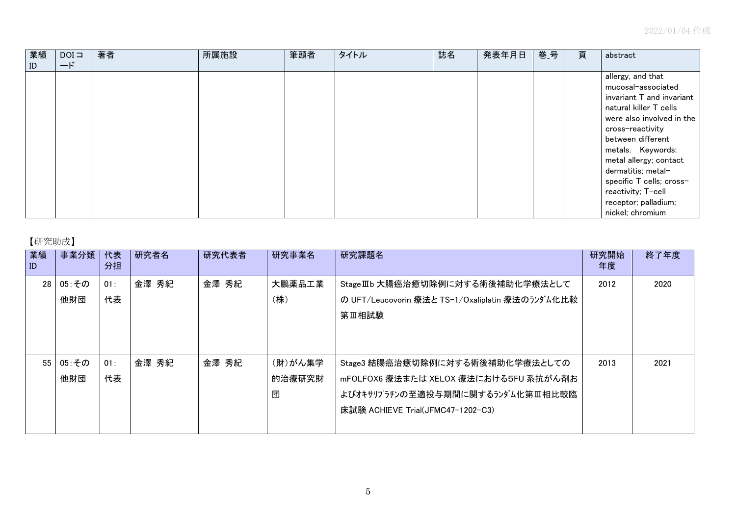| 業績ID | DOIコード | 著者 | 所属施設 | 筆頭者 | タイトル | 誌名 | 発表年月日 | 巻_号 | 頁 | abstract |
|---|---|---|---|---|---|---|---|---|---|---|
| | | | | | | | | | | allergy, and that mucosal-associated invariant T and invariant natural killer T cells were also involved in the cross-reactivity between different metals. Keywords: metal allergy; contact dermatitis; metal-specific T cells; cross-reactivity; T-cell receptor; palladium; nickel; chromium |

【研究助成】

| 業績ID | 事業分類 | 代表分担 | 研究者名 | 研究代表者 | 研究事業名 | 研究課題名 | 研究開始年度 | 終了年度 |
|---|---|---|---|---|---|---|---|---|
| 28 | 05:その他財団 | 01:代表 | 金澤 秀紀 | 金澤 秀紀 | 大鵬薬品工業(株) | StageⅢb 大腸癌治癒切除例に対する術後補助化学療法としての UFT/Leucovorin 療法と TS-1/Oxaliplatin 療法のﾗﾝﾀﾞﾑ化比較第Ⅲ相試験 | 2012 | 2020 |
| 55 | 05:その他財団 | 01:代表 | 金澤 秀紀 | 金澤 秀紀 | (財)がん集学的治療研究財団 | Stage3 結腸癌治癒切除例に対する術後補助化学療法としての mFOLFOX6 療法または XELOX 療法における5FU 系抗がん剤およびｵｷｻﾘﾌﾟﾗﾁﾝの至適投与期間に関するﾗﾝﾀﾞﾑ化第Ⅲ相比較臨床試験 ACHIEVE Trial(JFMC47-1202-C3) | 2013 | 2021 |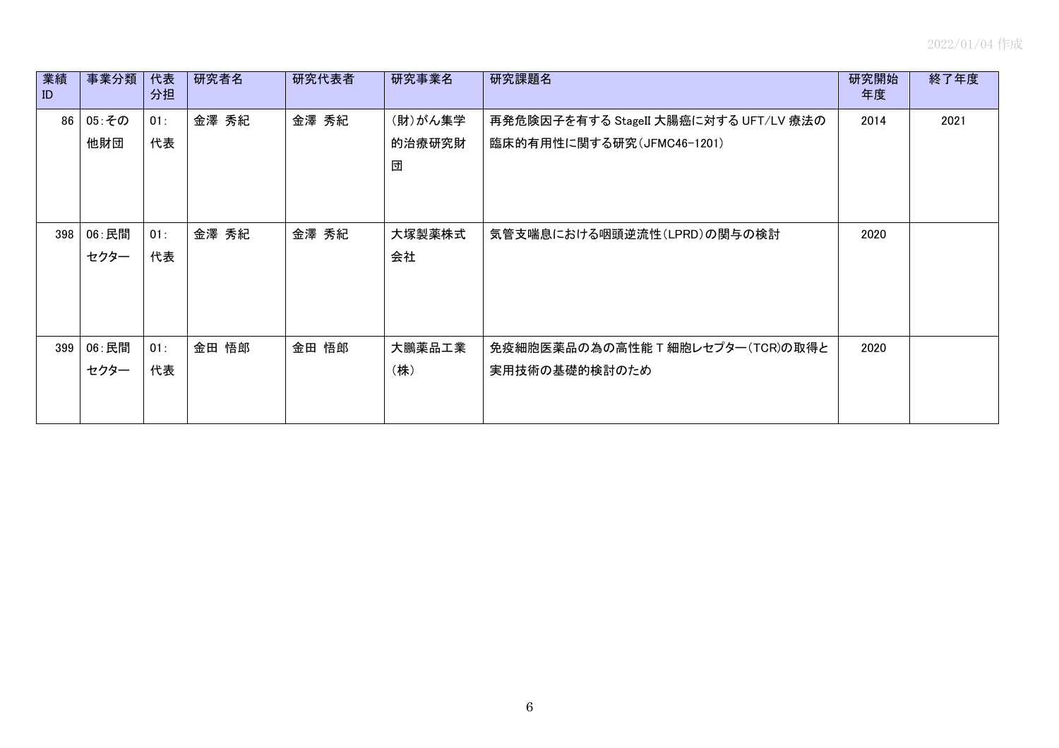| 業績ID | 事業分類 | 代表分担 | 研究者名 | 研究代表者 | 研究事業名 | 研究課題名 | 研究開始年度 | 終了年度 |
|---|---|---|---|---|---|---|---|---|
| 86 | 05:その他財団 | 01:代表 | 金澤 秀紀 | 金澤 秀紀 | (財)がん集学的治療研究財団 | 再発危険因子を有する StageII 大腸癌に対する UFT/LV 療法の臨床的有用性に関する研究(JFMC46-1201) | 2014 | 2021 |
| 398 | 06:民間セクター | 01:代表 | 金澤 秀紀 | 金澤 秀紀 | 大塚製薬株式会社 | 気管支喘息における咽頭逆流性(LPRD)の関与の検討 | 2020 | |
| 399 | 06:民間セクター | 01:代表 | 金田 悟郎 | 金田 悟郎 | 大鵬薬品工業(株) | 免疫細胞医薬品の為の高性能 T 細胞レセプター(TCR)の取得と実用技術の基礎的検討のため | 2020 | |